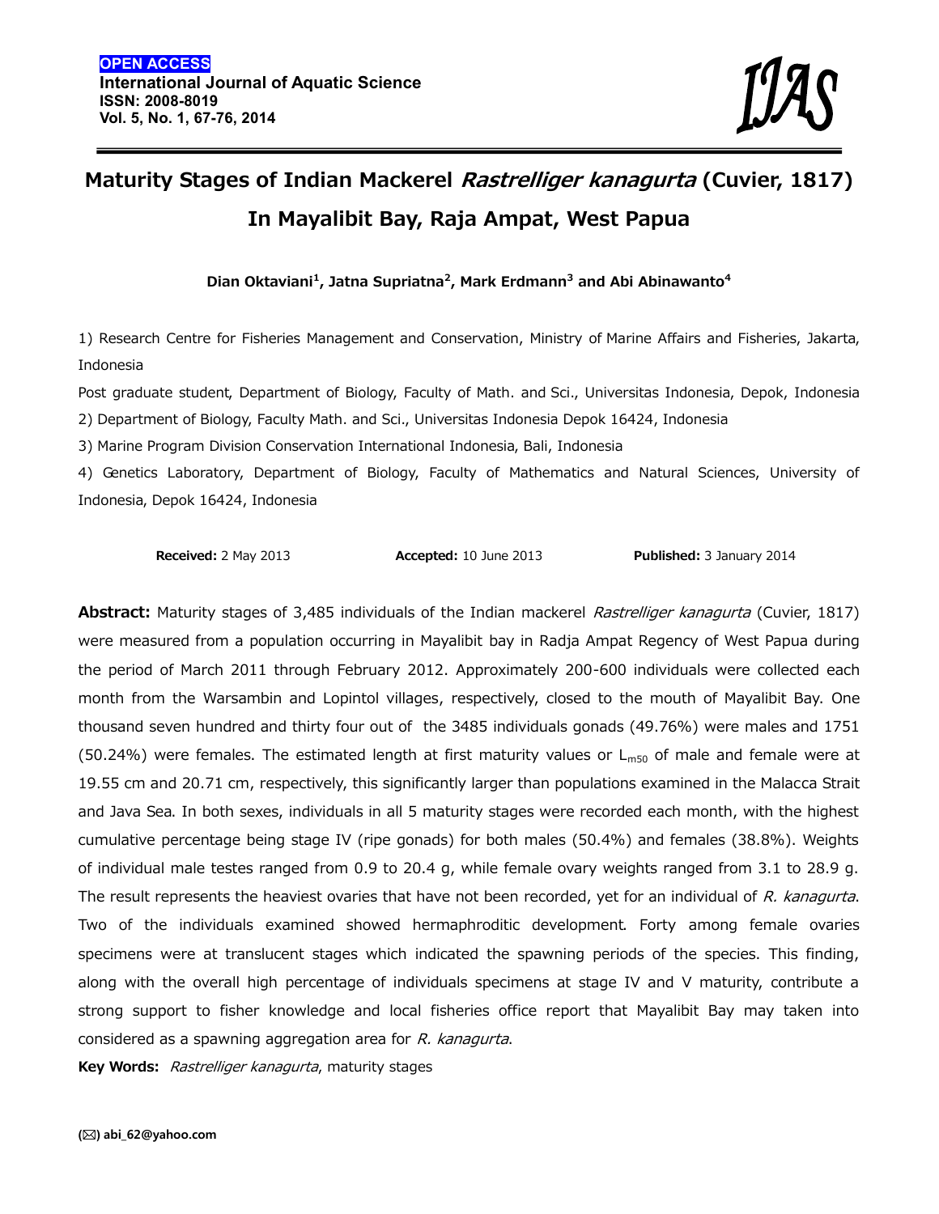**OPEN ACCESS**
**International Journal of Aquatic Science**
**ISSN: 2008-8019**
**Vol. 5, No. 1, 67-76, 2014**

IJAS

# Maturity Stages of Indian Mackerel *Rastrelliger kanagurta* (Cuvier, 1817) In Mayalibit Bay, Raja Ampat, West Papua

**Dian Oktaviani[1], Jatna Supriatna[2], Mark Erdmann[3] and Abi Abinawanto[4]**

1) Research Centre for Fisheries Management and Conservation, Ministry of Marine Affairs and Fisheries, Jakarta, Indonesia

Post graduate student, Department of Biology, Faculty of Math. and Sci., Universitas Indonesia, Depok, Indonesia

2) Department of Biology, Faculty Math. and Sci., Universitas Indonesia Depok 16424, Indonesia

3) Marine Program Division Conservation International Indonesia, Bali, Indonesia

4) Genetics Laboratory, Department of Biology, Faculty of Mathematics and Natural Sciences, University of Indonesia, Depok 16424, Indonesia

**Received:** 2 May 2013 **Accepted:** 10 June 2013 **Published:** 3 January 2014

**Abstract:** Maturity stages of 3,485 individuals of the Indian mackerel *Rastrelliger kanagurta* (Cuvier, 1817) were measured from a population occurring in Mayalibit bay in Radja Ampat Regency of West Papua during the period of March 2011 through February 2012. Approximately 200-600 individuals were collected each month from the Warsambin and Lopintol villages, respectively, closed to the mouth of Mayalibit Bay. One thousand seven hundred and thirty four out of the 3485 individuals gonads (49.76%) were males and 1751 (50.24%) were females. The estimated length at first maturity values or $L_{m50}$ of male and female were at 19.55 cm and 20.71 cm, respectively, this significantly larger than populations examined in the Malacca Strait and Java Sea. In both sexes, individuals in all 5 maturity stages were recorded each month, with the highest cumulative percentage being stage IV (ripe gonads) for both males (50.4%) and females (38.8%). Weights of individual male testes ranged from 0.9 to 20.4 g, while female ovary weights ranged from 3.1 to 28.9 g. The result represents the heaviest ovaries that have not been recorded, yet for an individual of *R. kanagurta*. Two of the individuals examined showed hermaphroditic development. Forty among female ovaries specimens were at translucent stages which indicated the spawning periods of the species. This finding, along with the overall high percentage of individuals specimens at stage IV and V maturity, contribute a strong support to fisher knowledge and local fisheries office report that Mayalibit Bay may taken into considered as a spawning aggregation area for *R. kanagurta*.

**Key Words:** *Rastrelliger kanagurta*, maturity stages

(✉) abi_62@yahoo.com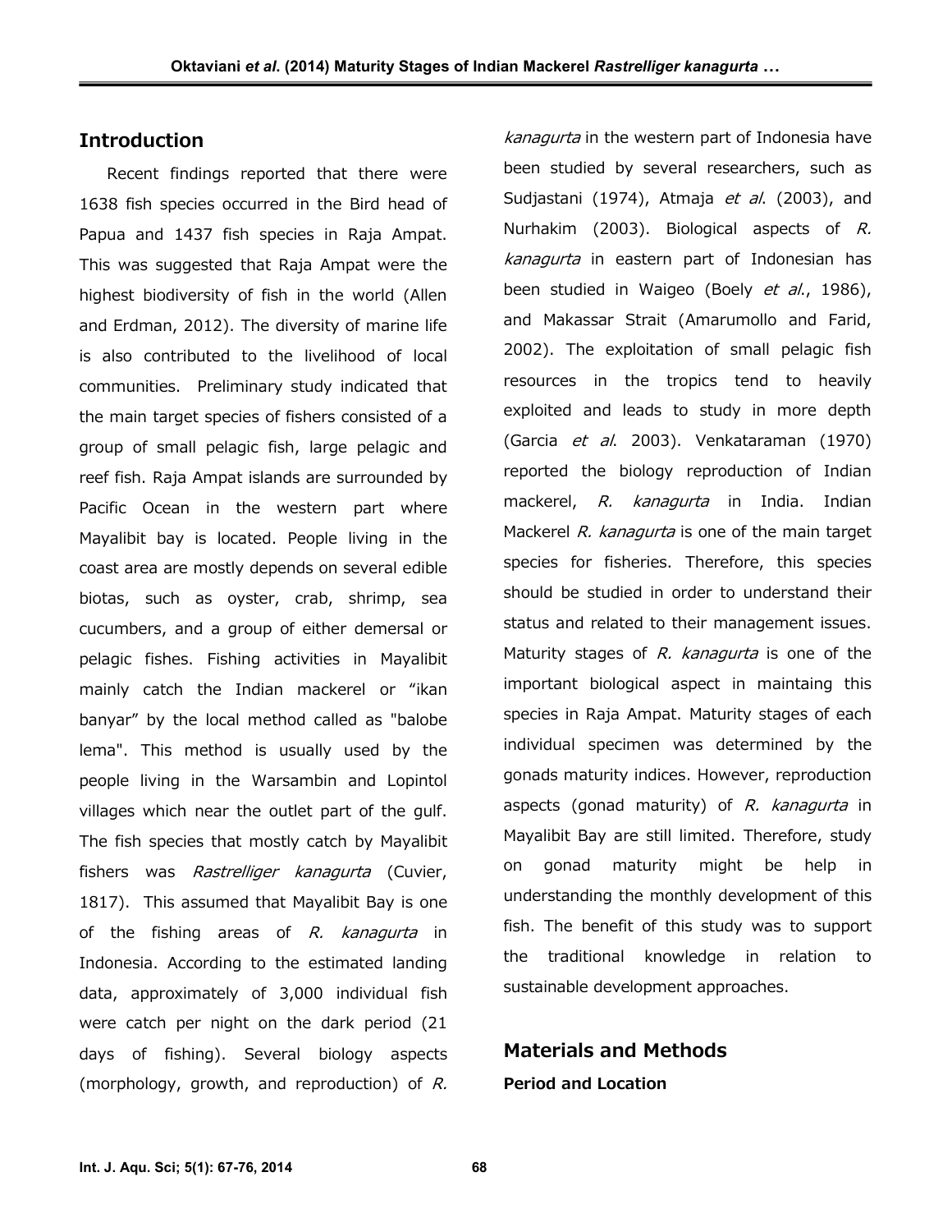## Introduction

Recent findings reported that there were 1638 fish species occurred in the Bird head of Papua and 1437 fish species in Raja Ampat. This was suggested that Raja Ampat were the highest biodiversity of fish in the world (Allen and Erdman, 2012). The diversity of marine life is also contributed to the livelihood of local communities. Preliminary study indicated that the main target species of fishers consisted of a group of small pelagic fish, large pelagic and reef fish. Raja Ampat islands are surrounded by Pacific Ocean in the western part where Mayalibit bay is located. People living in the coast area are mostly depends on several edible biotas, such as oyster, crab, shrimp, sea cucumbers, and a group of either demersal or pelagic fishes. Fishing activities in Mayalibit mainly catch the Indian mackerel or "ikan banyar" by the local method called as "balobe lema". This method is usually used by the people living in the Warsambin and Lopintol villages which near the outlet part of the gulf. The fish species that mostly catch by Mayalibit fishers was *Rastrelliger kanagurta* (Cuvier, 1817). This assumed that Mayalibit Bay is one of the fishing areas of *R. kanagurta* in Indonesia. According to the estimated landing data, approximately of 3,000 individual fish were catch per night on the dark period (21 days of fishing). Several biology aspects (morphology, growth, and reproduction) of *R. kanagurta* in the western part of Indonesia have been studied by several researchers, such as Sudjastani (1974), Atmaja *et al*. (2003), and Nurhakim (2003). Biological aspects of *R. kanagurta* in eastern part of Indonesian has been studied in Waigeo (Boely *et al*., 1986), and Makassar Strait (Amarumollo and Farid, 2002). The exploitation of small pelagic fish resources in the tropics tend to heavily exploited and leads to study in more depth (Garcia *et al*. 2003). Venkataraman (1970) reported the biology reproduction of Indian mackerel, *R. kanagurta* in India. Indian Mackerel *R. kanagurta* is one of the main target species for fisheries. Therefore, this species should be studied in order to understand their status and related to their management issues. Maturity stages of *R. kanagurta* is one of the important biological aspect in maintaing this species in Raja Ampat. Maturity stages of each individual specimen was determined by the gonads maturity indices. However, reproduction aspects (gonad maturity) of *R. kanagurta* in Mayalibit Bay are still limited. Therefore, study on gonad maturity might be help in understanding the monthly development of this fish. The benefit of this study was to support the traditional knowledge in relation to sustainable development approaches.

## Materials and Methods

**Period and Location**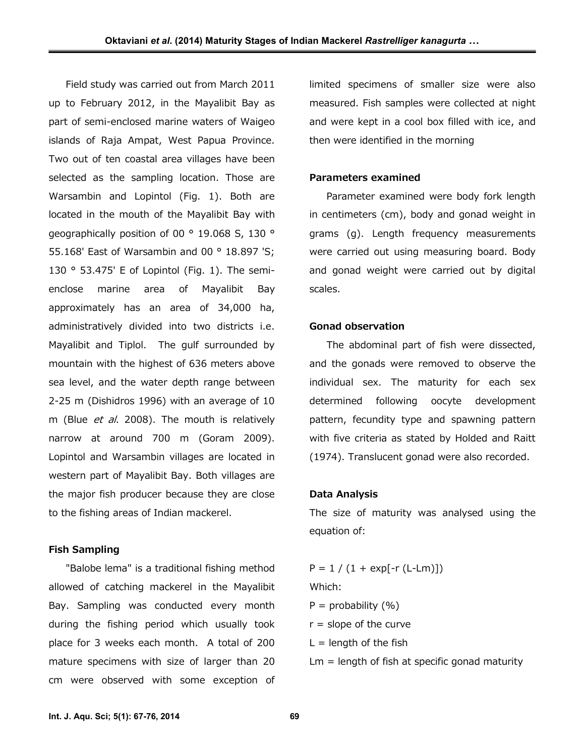Field study was carried out from March 2011 up to February 2012, in the Mayalibit Bay as part of semi-enclosed marine waters of Waigeo islands of Raja Ampat, West Papua Province. Two out of ten coastal area villages have been selected as the sampling location. Those are Warsambin and Lopintol (Fig. 1). Both are located in the mouth of the Mayalibit Bay with geographically position of 00 ° 19.068 S, 130 ° 55.168' East of Warsambin and 00 ° 18.897 'S; 130 ° 53.475' E of Lopintol (Fig. 1). The semi-enclose marine area of Mayalibit Bay approximately has an area of 34,000 ha, administratively divided into two districts i.e. Mayalibit and Tiplol. The gulf surrounded by mountain with the highest of 636 meters above sea level, and the water depth range between 2-25 m (Dishidros 1996) with an average of 10 m (Blue *et al*. 2008). The mouth is relatively narrow at around 700 m (Goram 2009). Lopintol and Warsambin villages are located in western part of Mayalibit Bay. Both villages are the major fish producer because they are close to the fishing areas of Indian mackerel.

**Fish Sampling**

"Balobe lema" is a traditional fishing method allowed of catching mackerel in the Mayalibit Bay. Sampling was conducted every month during the fishing period which usually took place for 3 weeks each month. A total of 200 mature specimens with size of larger than 20 cm were observed with some exception of limited specimens of smaller size were also measured. Fish samples were collected at night and were kept in a cool box filled with ice, and then were identified in the morning

**Parameters examined**

Parameter examined were body fork length in centimeters (cm), body and gonad weight in grams (g). Length frequency measurements were carried out using measuring board. Body and gonad weight were carried out by digital scales.

**Gonad observation**

The abdominal part of fish were dissected, and the gonads were removed to observe the individual sex. The maturity for each sex determined following oocyte development pattern, fecundity type and spawning pattern with five criteria as stated by Holded and Raitt (1974). Translucent gonad were also recorded.

**Data Analysis**

The size of maturity was analysed using the equation of:

$$P = 1 / (1 + \exp[-r (L-Lm)])$$

Which:

$P$ = probability (%)

$r$ = slope of the curve

$L$ = length of the fish

$Lm$ = length of fish at specific gonad maturity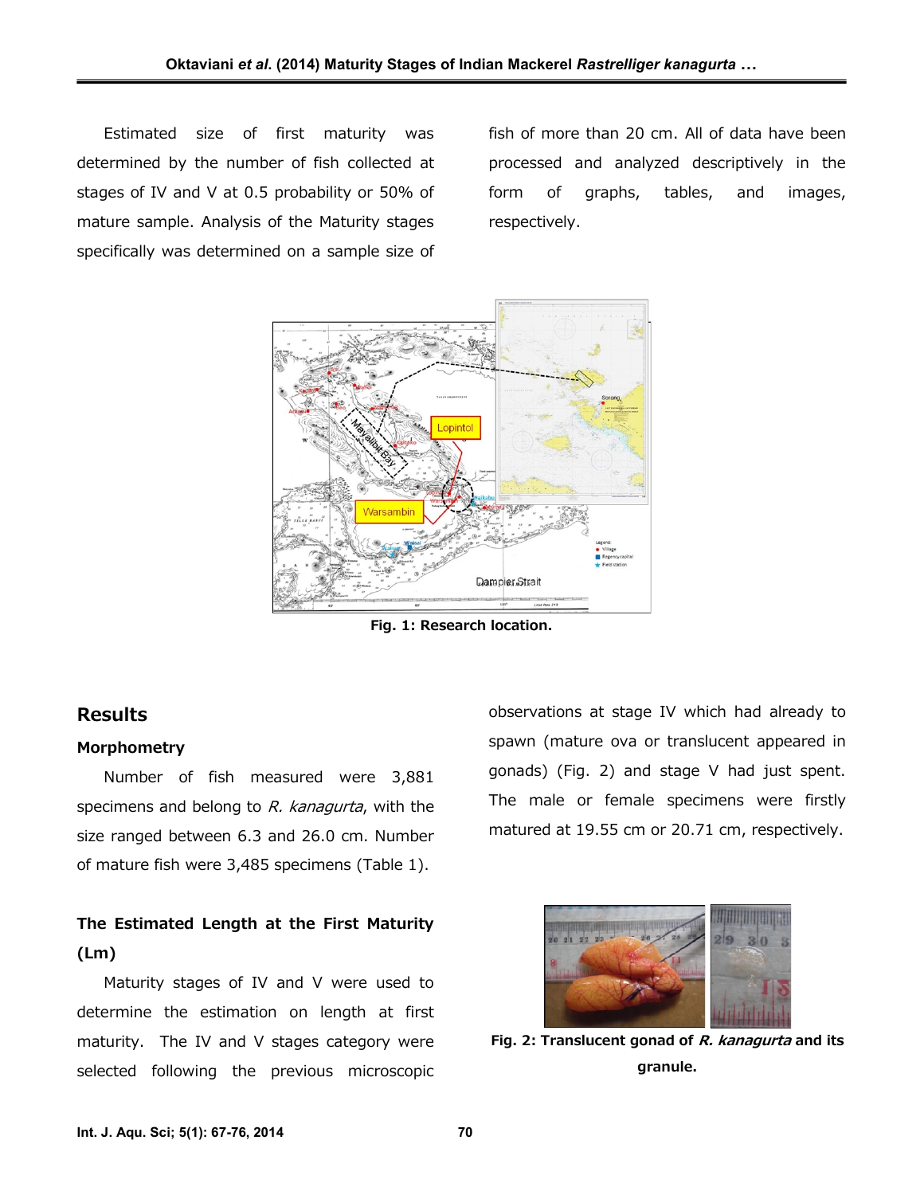Estimated size of first maturity was determined by the number of fish collected at stages of IV and V at 0.5 probability or 50% of mature sample. Analysis of the Maturity stages specifically was determined on a sample size of fish of more than 20 cm. All of data have been processed and analyzed descriptively in the form of graphs, tables, and images, respectively.

**Fig. 1: Research location.**

## Results

### Morphometry

Number of fish measured were 3,881 specimens and belong to *R. kanagurta*, with the size ranged between 6.3 and 26.0 cm. Number of mature fish were 3,485 specimens (Table 1).

### The Estimated Length at the First Maturity (Lm)

Maturity stages of IV and V were used to determine the estimation on length at first maturity. The IV and V stages category were selected following the previous microscopic observations at stage IV which had already to spawn (mature ova or translucent appeared in gonads) (Fig. 2) and stage V had just spent. The male or female specimens were firstly matured at 19.55 cm or 20.71 cm, respectively.

**Fig. 2: Translucent gonad of *R. kanagurta* and its granule.**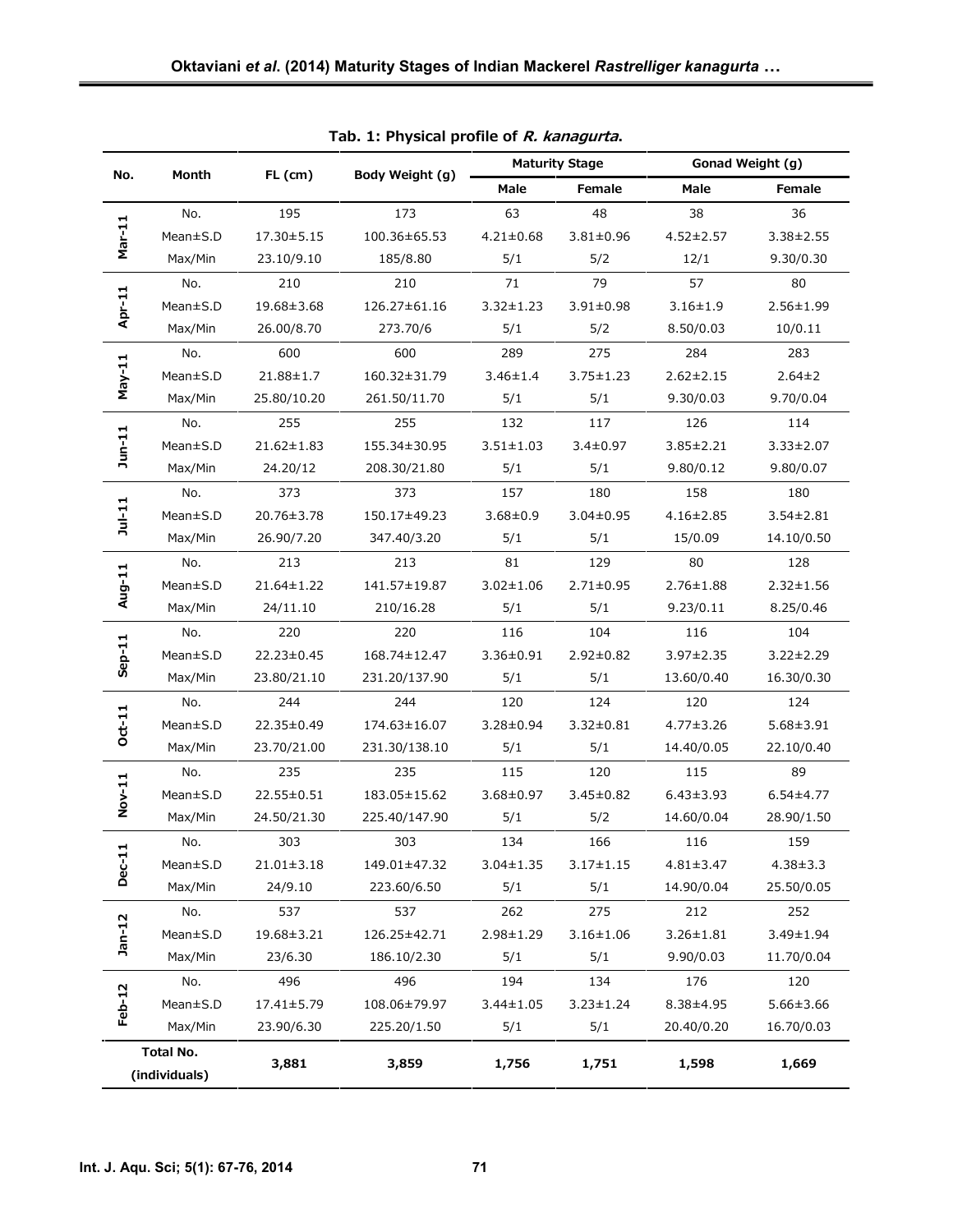**Tab. 1: Physical profile of *R. kanagurta*.**

| No. | Month | FL (cm) | Body Weight (g) | Maturity Stage | | Gonad Weight (g) | |
|---|---|---|---|---|---|---|---|
| | | | | Male | Female | Male | Female |
| Mar-11 | No. | 195 | 173 | 63 | 48 | 38 | 36 |
| | Mean±S.D | 17.30±5.15 | 100.36±65.53 | 4.21±0.68 | 3.81±0.96 | 4.52±2.57 | 3.38±2.55 |
| | Max/Min | 23.10/9.10 | 185/8.80 | 5/1 | 5/2 | 12/1 | 9.30/0.30 |
| Apr-11 | No. | 210 | 210 | 71 | 79 | 57 | 80 |
| | Mean±S.D | 19.68±3.68 | 126.27±61.16 | 3.32±1.23 | 3.91±0.98 | 3.16±1.9 | 2.56±1.99 |
| | Max/Min | 26.00/8.70 | 273.70/6 | 5/1 | 5/2 | 8.50/0.03 | 10/0.11 |
| May-11 | No. | 600 | 600 | 289 | 275 | 284 | 283 |
| | Mean±S.D | 21.88±1.7 | 160.32±31.79 | 3.46±1.4 | 3.75±1.23 | 2.62±2.15 | 2.64±2 |
| | Max/Min | 25.80/10.20 | 261.50/11.70 | 5/1 | 5/1 | 9.30/0.03 | 9.70/0.04 |
| Jun-11 | No. | 255 | 255 | 132 | 117 | 126 | 114 |
| | Mean±S.D | 21.62±1.83 | 155.34±30.95 | 3.51±1.03 | 3.4±0.97 | 3.85±2.21 | 3.33±2.07 |
| | Max/Min | 24.20/12 | 208.30/21.80 | 5/1 | 5/1 | 9.80/0.12 | 9.80/0.07 |
| Jul-11 | No. | 373 | 373 | 157 | 180 | 158 | 180 |
| | Mean±S.D | 20.76±3.78 | 150.17±49.23 | 3.68±0.9 | 3.04±0.95 | 4.16±2.85 | 3.54±2.81 |
| | Max/Min | 26.90/7.20 | 347.40/3.20 | 5/1 | 5/1 | 15/0.09 | 14.10/0.50 |
| Aug-11 | No. | 213 | 213 | 81 | 129 | 80 | 128 |
| | Mean±S.D | 21.64±1.22 | 141.57±19.87 | 3.02±1.06 | 2.71±0.95 | 2.76±1.88 | 2.32±1.56 |
| | Max/Min | 24/11.10 | 210/16.28 | 5/1 | 5/1 | 9.23/0.11 | 8.25/0.46 |
| Sep-11 | No. | 220 | 220 | 116 | 104 | 116 | 104 |
| | Mean±S.D | 22.23±0.45 | 168.74±12.47 | 3.36±0.91 | 2.92±0.82 | 3.97±2.35 | 3.22±2.29 |
| | Max/Min | 23.80/21.10 | 231.20/137.90 | 5/1 | 5/1 | 13.60/0.40 | 16.30/0.30 |
| Oct-11 | No. | 244 | 244 | 120 | 124 | 120 | 124 |
| | Mean±S.D | 22.35±0.49 | 174.63±16.07 | 3.28±0.94 | 3.32±0.81 | 4.77±3.26 | 5.68±3.91 |
| | Max/Min | 23.70/21.00 | 231.30/138.10 | 5/1 | 5/1 | 14.40/0.05 | 22.10/0.40 |
| Nov-11 | No. | 235 | 235 | 115 | 120 | 115 | 89 |
| | Mean±S.D | 22.55±0.51 | 183.05±15.62 | 3.68±0.97 | 3.45±0.82 | 6.43±3.93 | 6.54±4.77 |
| | Max/Min | 24.50/21.30 | 225.40/147.90 | 5/1 | 5/2 | 14.60/0.04 | 28.90/1.50 |
| Dec-11 | No. | 303 | 303 | 134 | 166 | 116 | 159 |
| | Mean±S.D | 21.01±3.18 | 149.01±47.32 | 3.04±1.35 | 3.17±1.15 | 4.81±3.47 | 4.38±3.3 |
| | Max/Min | 24/9.10 | 223.60/6.50 | 5/1 | 5/1 | 14.90/0.04 | 25.50/0.05 |
| Jan-12 | No. | 537 | 537 | 262 | 275 | 212 | 252 |
| | Mean±S.D | 19.68±3.21 | 126.25±42.71 | 2.98±1.29 | 3.16±1.06 | 3.26±1.81 | 3.49±1.94 |
| | Max/Min | 23/6.30 | 186.10/2.30 | 5/1 | 5/1 | 9.90/0.03 | 11.70/0.04 |
| Feb-12 | No. | 496 | 496 | 194 | 134 | 176 | 120 |
| | Mean±S.D | 17.41±5.79 | 108.06±79.97 | 3.44±1.05 | 3.23±1.24 | 8.38±4.95 | 5.66±3.66 |
| | Max/Min | 23.90/6.30 | 225.20/1.50 | 5/1 | 5/1 | 20.40/0.20 | 16.70/0.03 |
| **Total No. (individuals)** | | **3,881** | **3,859** | **1,756** | **1,751** | **1,598** | **1,669** |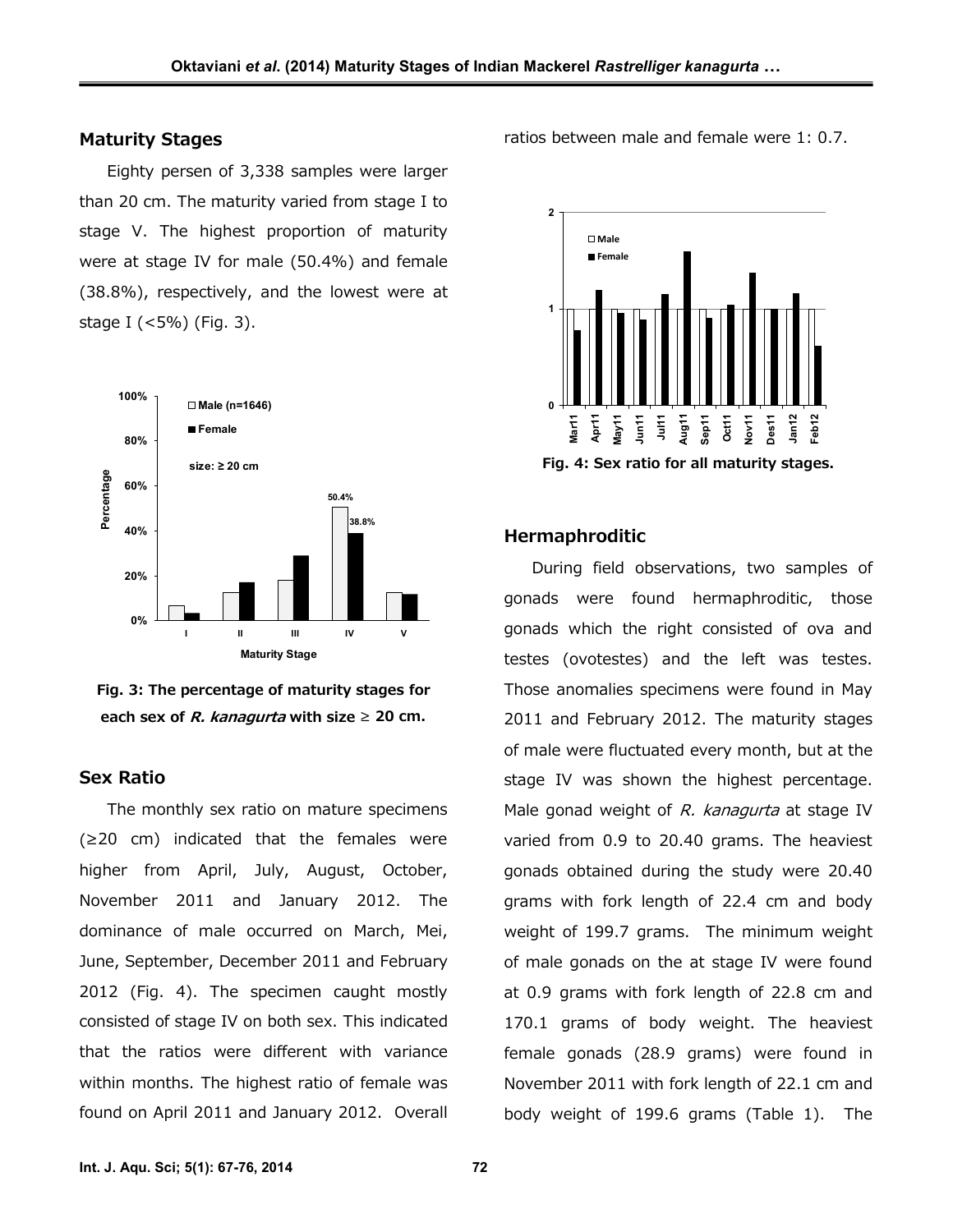## Maturity Stages

Eighty persen of 3,338 samples were larger than 20 cm. The maturity varied from stage I to stage V. The highest proportion of maturity were at stage IV for male (50.4%) and female (38.8%), respectively, and the lowest were at stage I (<5%) (Fig. 3).

**Fig. 3: The percentage of maturity stages for each sex of *R. kanagurta* with size ≥ 20 cm.**

## Sex Ratio

The monthly sex ratio on mature specimens (≥20 cm) indicated that the females were higher from April, July, August, October, November 2011 and January 2012. The dominance of male occurred on March, Mei, June, September, December 2011 and February 2012 (Fig. 4). The specimen caught mostly consisted of stage IV on both sex. This indicated that the ratios were different with variance within months. The highest ratio of female was found on April 2011 and January 2012. Overall ratios between male and female were 1: 0.7.

**Fig. 4: Sex ratio for all maturity stages.**

## Hermaphroditic

During field observations, two samples of gonads were found hermaphroditic, those gonads which the right consisted of ova and testes (ovotestes) and the left was testes. Those anomalies specimens were found in May 2011 and February 2012. The maturity stages of male were fluctuated every month, but at the stage IV was shown the highest percentage. Male gonad weight of *R. kanagurta* at stage IV varied from 0.9 to 20.40 grams. The heaviest gonads obtained during the study were 20.40 grams with fork length of 22.4 cm and body weight of 199.7 grams. The minimum weight of male gonads on the at stage IV were found at 0.9 grams with fork length of 22.8 cm and 170.1 grams of body weight. The heaviest female gonads (28.9 grams) were found in November 2011 with fork length of 22.1 cm and body weight of 199.6 grams (Table 1). The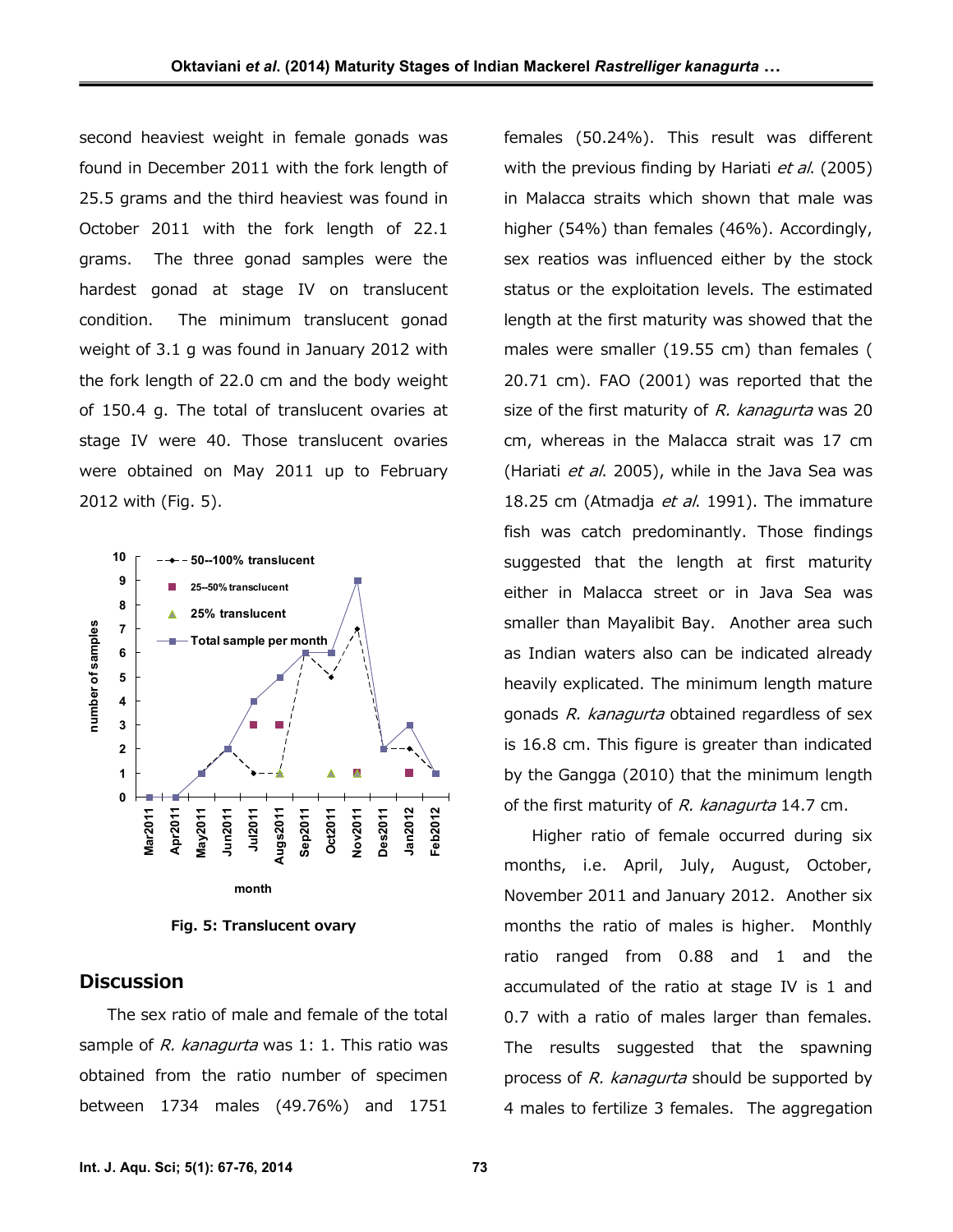second heaviest weight in female gonads was found in December 2011 with the fork length of 25.5 grams and the third heaviest was found in October 2011 with the fork length of 22.1 grams. The three gonad samples were the hardest gonad at stage IV on translucent condition. The minimum translucent gonad weight of 3.1 g was found in January 2012 with the fork length of 22.0 cm and the body weight of 150.4 g. The total of translucent ovaries at stage IV were 40. Those translucent ovaries were obtained on May 2011 up to February 2012 with (Fig. 5).

**Fig. 5: Translucent ovary**

## Discussion

The sex ratio of male and female of the total sample of *R. kanagurta* was 1: 1. This ratio was obtained from the ratio number of specimen between 1734 males (49.76%) and 1751 females (50.24%). This result was different with the previous finding by Hariati *et al*. (2005) in Malacca straits which shown that male was higher (54%) than females (46%). Accordingly, sex reatios was influenced either by the stock status or the exploitation levels. The estimated length at the first maturity was showed that the males were smaller (19.55 cm) than females ( 20.71 cm). FAO (2001) was reported that the size of the first maturity of *R. kanagurta* was 20 cm, whereas in the Malacca strait was 17 cm (Hariati *et al*. 2005), while in the Java Sea was 18.25 cm (Atmadja *et al*. 1991). The immature fish was catch predominantly. Those findings suggested that the length at first maturity either in Malacca street or in Java Sea was smaller than Mayalibit Bay. Another area such as Indian waters also can be indicated already heavily explicated. The minimum length mature gonads *R. kanagurta* obtained regardless of sex is 16.8 cm. This figure is greater than indicated by the Gangga (2010) that the minimum length of the first maturity of *R. kanagurta* 14.7 cm.

Higher ratio of female occurred during six months, i.e. April, July, August, October, November 2011 and January 2012. Another six months the ratio of males is higher. Monthly ratio ranged from 0.88 and 1 and the accumulated of the ratio at stage IV is 1 and 0.7 with a ratio of males larger than females. The results suggested that the spawning process of *R. kanagurta* should be supported by 4 males to fertilize 3 females. The aggregation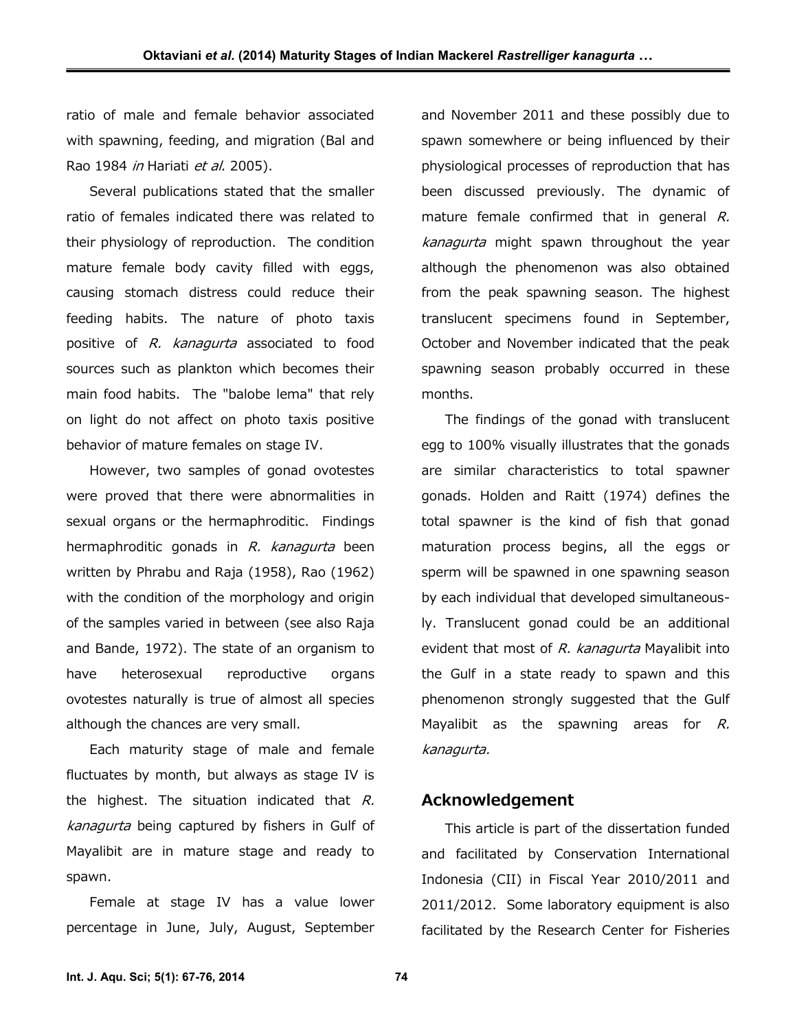ratio of male and female behavior associated with spawning, feeding, and migration (Bal and Rao 1984 *in* Hariati *et al*. 2005).

Several publications stated that the smaller ratio of females indicated there was related to their physiology of reproduction. The condition mature female body cavity filled with eggs, causing stomach distress could reduce their feeding habits. The nature of photo taxis positive of *R. kanagurta* associated to food sources such as plankton which becomes their main food habits. The "balobe lema" that rely on light do not affect on photo taxis positive behavior of mature females on stage IV.

However, two samples of gonad ovotestes were proved that there were abnormalities in sexual organs or the hermaphroditic. Findings hermaphroditic gonads in *R. kanagurta* been written by Phrabu and Raja (1958), Rao (1962) with the condition of the morphology and origin of the samples varied in between (see also Raja and Bande, 1972). The state of an organism to have heterosexual reproductive organs ovotestes naturally is true of almost all species although the chances are very small.

Each maturity stage of male and female fluctuates by month, but always as stage IV is the highest. The situation indicated that *R. kanagurta* being captured by fishers in Gulf of Mayalibit are in mature stage and ready to spawn.

Female at stage IV has a value lower percentage in June, July, August, September and November 2011 and these possibly due to spawn somewhere or being influenced by their physiological processes of reproduction that has been discussed previously. The dynamic of mature female confirmed that in general *R. kanagurta* might spawn throughout the year although the phenomenon was also obtained from the peak spawning season. The highest translucent specimens found in September, October and November indicated that the peak spawning season probably occurred in these months.

The findings of the gonad with translucent egg to 100% visually illustrates that the gonads are similar characteristics to total spawner gonads. Holden and Raitt (1974) defines the total spawner is the kind of fish that gonad maturation process begins, all the eggs or sperm will be spawned in one spawning season by each individual that developed simultaneously. Translucent gonad could be an additional evident that most of *R. kanagurta* Mayalibit into the Gulf in a state ready to spawn and this phenomenon strongly suggested that the Gulf Mayalibit as the spawning areas for *R. kanagurta.*

## Acknowledgement

This article is part of the dissertation funded and facilitated by Conservation International Indonesia (CII) in Fiscal Year 2010/2011 and 2011/2012. Some laboratory equipment is also facilitated by the Research Center for Fisheries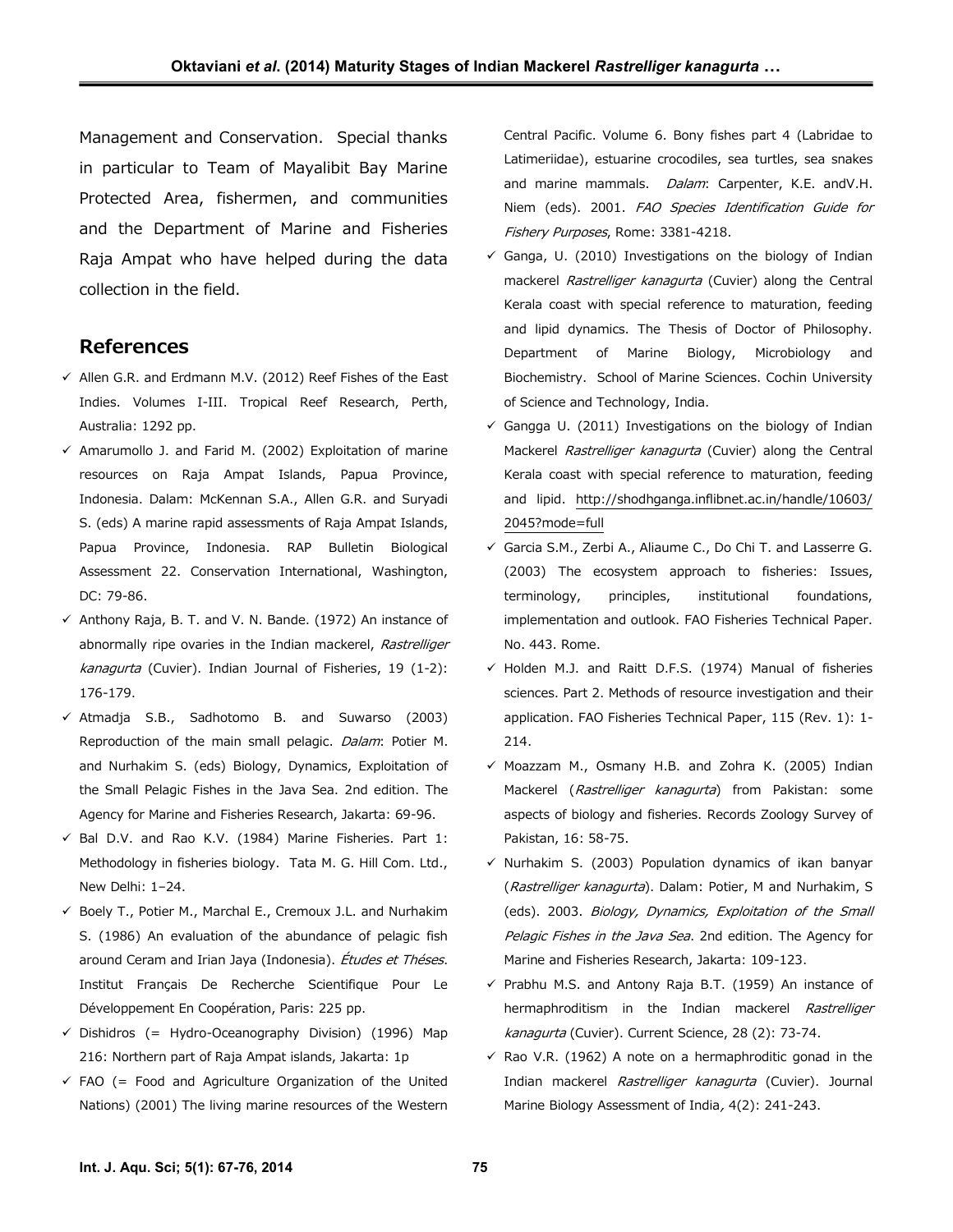Management and Conservation. Special thanks in particular to Team of Mayalibit Bay Marine Protected Area, fishermen, and communities and the Department of Marine and Fisheries Raja Ampat who have helped during the data collection in the field.

## References

- ✓ Allen G.R. and Erdmann M.V. (2012) Reef Fishes of the East Indies. Volumes I-III. Tropical Reef Research, Perth, Australia: 1292 pp.
- ✓ Amarumollo J. and Farid M. (2002) Exploitation of marine resources on Raja Ampat Islands, Papua Province, Indonesia. Dalam: McKennan S.A., Allen G.R. and Suryadi S. (eds) A marine rapid assessments of Raja Ampat Islands, Papua Province, Indonesia. RAP Bulletin Biological Assessment 22. Conservation International, Washington, DC: 79-86.
- ✓ Anthony Raja, B. T. and V. N. Bande. (1972) An instance of abnormally ripe ovaries in the Indian mackerel, *Rastrelliger kanagurta* (Cuvier). Indian Journal of Fisheries, 19 (1-2): 176-179.
- ✓ Atmadja S.B., Sadhotomo B. and Suwarso (2003) Reproduction of the main small pelagic. *Dalam*: Potier M. and Nurhakim S. (eds) Biology, Dynamics, Exploitation of the Small Pelagic Fishes in the Java Sea. 2nd edition. The Agency for Marine and Fisheries Research, Jakarta: 69-96.
- ✓ Bal D.V. and Rao K.V. (1984) Marine Fisheries. Part 1: Methodology in fisheries biology. Tata M. G. Hill Com. Ltd., New Delhi: 1–24.
- ✓ Boely T., Potier M., Marchal E., Cremoux J.L. and Nurhakim S. (1986) An evaluation of the abundance of pelagic fish around Ceram and Irian Jaya (Indonesia). *Études et Théses*. Institut Français De Recherche Scientifique Pour Le Développement En Coopération, Paris: 225 pp.
- ✓ Dishidros (= Hydro-Oceanography Division) (1996) Map 216: Northern part of Raja Ampat islands, Jakarta: 1p
- ✓ FAO (= Food and Agriculture Organization of the United Nations) (2001) The living marine resources of the Western Central Pacific. Volume 6. Bony fishes part 4 (Labridae to Latimeriidae), estuarine crocodiles, sea turtles, sea snakes and marine mammals. *Dalam*: Carpenter, K.E. andV.H. Niem (eds). 2001. *FAO Species Identification Guide for Fishery Purposes*, Rome: 3381-4218.
- ✓ Ganga, U. (2010) Investigations on the biology of Indian mackerel *Rastrelliger kanagurta* (Cuvier) along the Central Kerala coast with special reference to maturation, feeding and lipid dynamics. The Thesis of Doctor of Philosophy. Department of Marine Biology, Microbiology and Biochemistry. School of Marine Sciences. Cochin University of Science and Technology, India.
- ✓ Gangga U. (2011) Investigations on the biology of Indian Mackerel *Rastrelliger kanagurta* (Cuvier) along the Central Kerala coast with special reference to maturation, feeding and lipid. http://shodhganga.inflibnet.ac.in/handle/10603/2045?mode=full
- ✓ Garcia S.M., Zerbi A., Aliaume C., Do Chi T. and Lasserre G. (2003) The ecosystem approach to fisheries: Issues, terminology, principles, institutional foundations, implementation and outlook. FAO Fisheries Technical Paper. No. 443. Rome.
- ✓ Holden M.J. and Raitt D.F.S. (1974) Manual of fisheries sciences. Part 2. Methods of resource investigation and their application. FAO Fisheries Technical Paper, 115 (Rev. 1): 1-214.
- ✓ Moazzam M., Osmany H.B. and Zohra K. (2005) Indian Mackerel (*Rastrelliger kanagurta*) from Pakistan: some aspects of biology and fisheries. Records Zoology Survey of Pakistan, 16: 58-75.
- ✓ Nurhakim S. (2003) Population dynamics of ikan banyar (*Rastrelliger kanagurta*). Dalam: Potier, M and Nurhakim, S (eds). 2003. *Biology, Dynamics, Exploitation of the Small Pelagic Fishes in the Java Sea*. 2nd edition. The Agency for Marine and Fisheries Research, Jakarta: 109-123.
- ✓ Prabhu M.S. and Antony Raja B.T. (1959) An instance of hermaphroditism in the Indian mackerel *Rastrelliger kanagurta* (Cuvier). Current Science, 28 (2): 73-74.
- ✓ Rao V.R. (1962) A note on a hermaphroditic gonad in the Indian mackerel *Rastrelliger kanagurta* (Cuvier). Journal Marine Biology Assessment of India*,* 4(2): 241-243.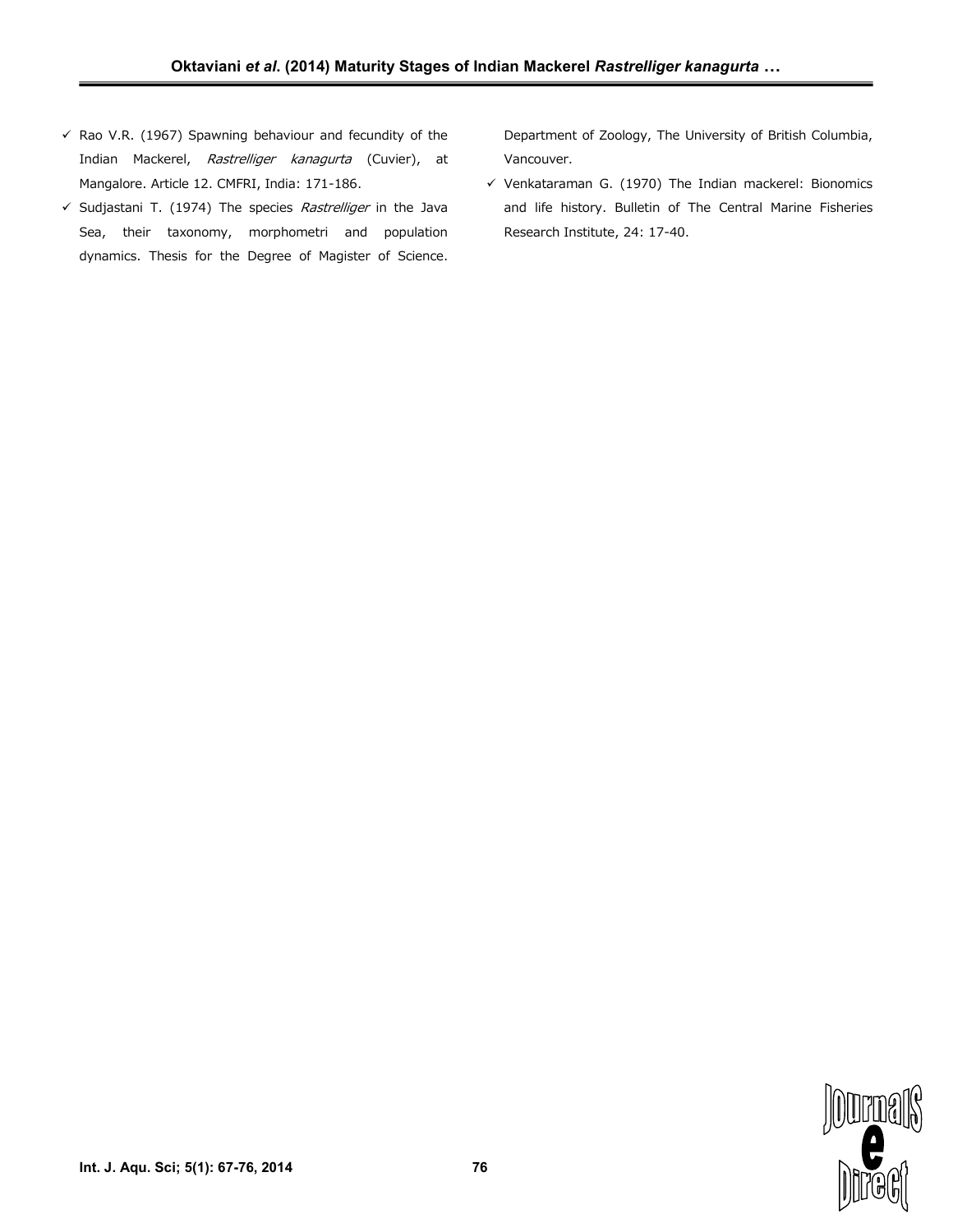- ✓ Rao V.R. (1967) Spawning behaviour and fecundity of the Indian Mackerel, *Rastrelliger kanagurta* (Cuvier), at Mangalore. Article 12. CMFRI, India: 171-186.
- ✓ Sudjastani T. (1974) The species *Rastrelliger* in the Java Sea, their taxonomy, morphometri and population dynamics. Thesis for the Degree of Magister of Science. Department of Zoology, The University of British Columbia, Vancouver.
- ✓ Venkataraman G. (1970) The Indian mackerel: Bionomics and life history. Bulletin of The Central Marine Fisheries Research Institute, 24: 17-40.